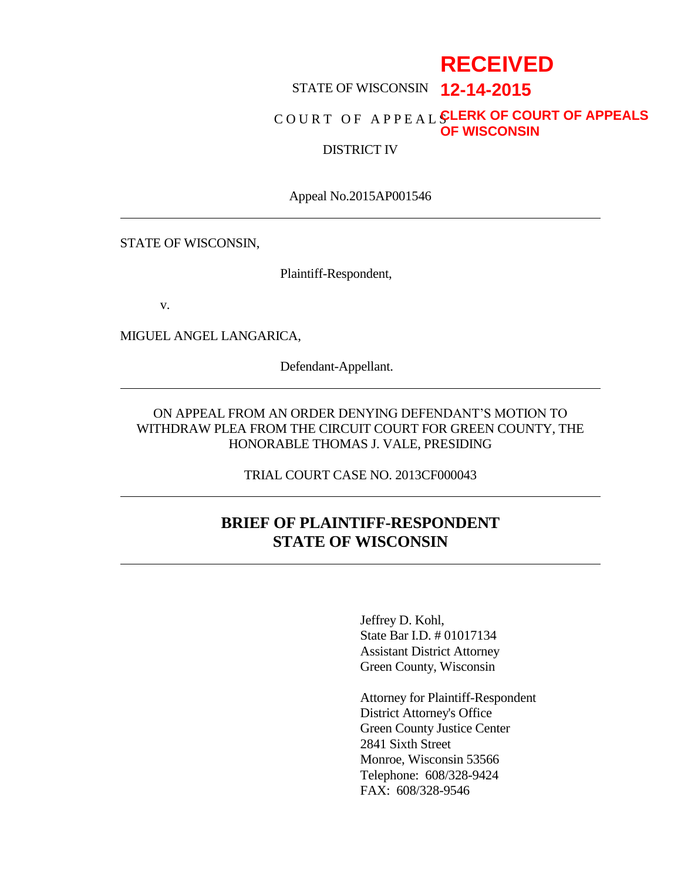RECEIVED

12-14-2015

CLERK OF COURT OF APPEALS OF WISCONSIN

STATE OF WISCONSIN

COURT OF APPEALS

DISTRICT IV

Appeal No.2015AP001546

---

STATE OF WISCONSIN,

Plaintiff-Respondent,

v.

MIGUEL ANGEL LANGARICA,

Defendant-Appellant.

---

ON APPEAL FROM AN ORDER DENYING DEFENDANT'S MOTION TO WITHDRAW PLEA FROM THE CIRCUIT COURT FOR GREEN COUNTY, THE HONORABLE THOMAS J. VALE, PRESIDING

TRIAL COURT CASE NO. 2013CF000043

---

# BRIEF OF PLAINTIFF-RESPONDENT STATE OF WISCONSIN

---

Jeffrey D. Kohl,
State Bar I.D. # 01017134
Assistant District Attorney
Green County, Wisconsin

Attorney for Plaintiff-Respondent
District Attorney's Office
Green County Justice Center
2841 Sixth Street
Monroe, Wisconsin 53566
Telephone: 608/328-9424
FAX: 608/328-9546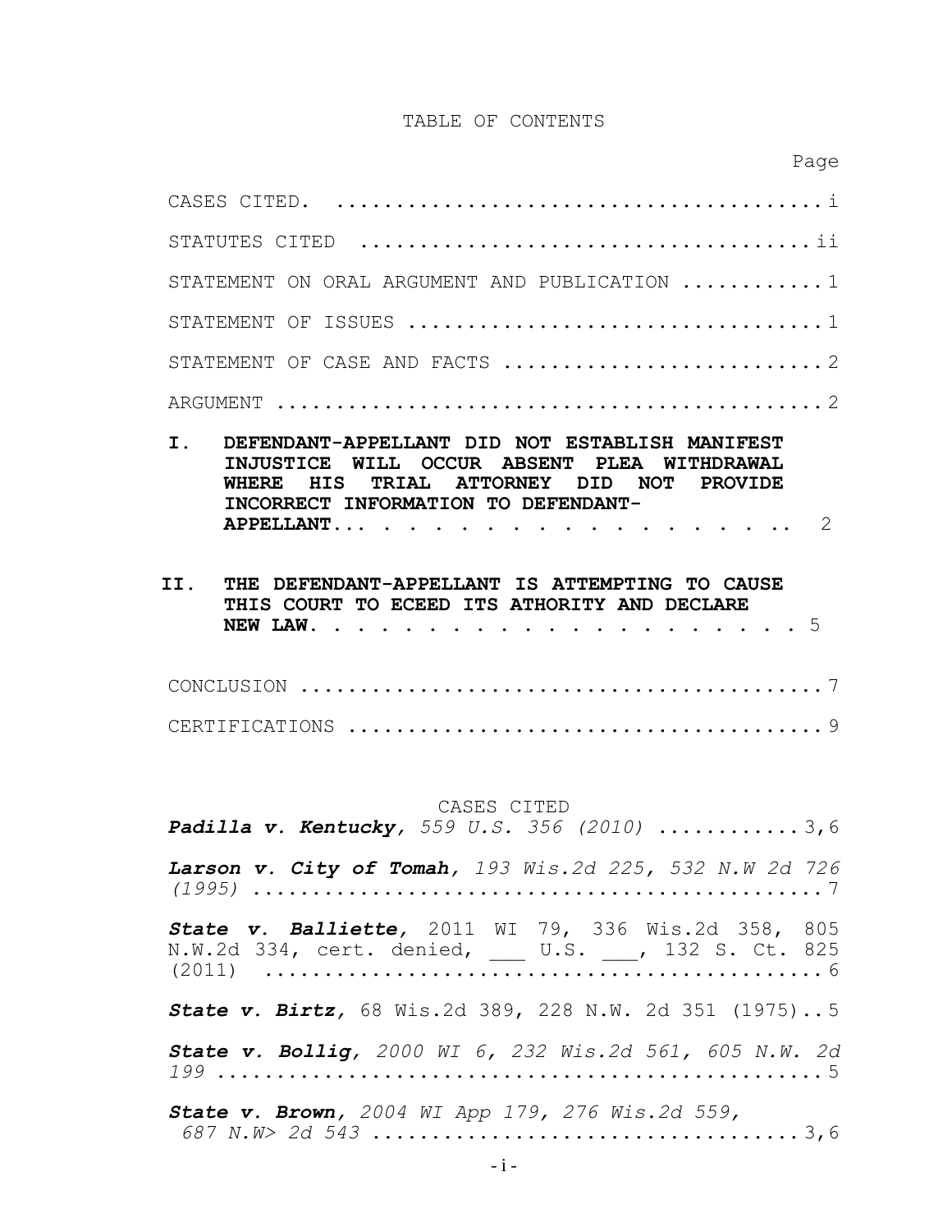# TABLE OF CONTENTS

| | Page |
|---|---|
| CASES CITED. | i |
| STATUTES CITED | ii |
| STATEMENT ON ORAL ARGUMENT AND PUBLICATION | 1 |
| STATEMENT OF ISSUES | 1 |
| STATEMENT OF CASE AND FACTS | 2 |
| ARGUMENT | 2 |
| **I. DEFENDANT-APPELLANT DID NOT ESTABLISH MANIFEST INJUSTICE WILL OCCUR ABSENT PLEA WITHDRAWAL WHERE HIS TRIAL ATTORNEY DID NOT PROVIDE INCORRECT INFORMATION TO DEFENDANT-APPELLANT...** | 2 |
| **II. THE DEFENDANT-APPELLANT IS ATTEMPTING TO CAUSE THIS COURT TO ECEED ITS ATHORITY AND DECLARE NEW LAW.** | 5 |
| CONCLUSION | 7 |
| CERTIFICATIONS | 9 |

## CASES CITED

***Padilla v. Kentucky****, 559 U.S. 356 (2010)* ............3,6

***Larson v. City of Tomah****, 193 Wis.2d 225, 532 N.W 2d 726 (1995)* ............7

***State v. Balliette***, 2011 WI 79, 336 Wis.2d 358, 805 N.W.2d 334, cert. denied, ___ U.S. ___, 132 S. Ct. 825 (2011) ............6

***State v. Birtz***, 68 Wis.2d 389, 228 N.W. 2d 351 (1975)..5

***State v. Bollig****, 2000 WI 6, 232 Wis.2d 561, 605 N.W. 2d 199* ............5

***State v. Brown****, 2004 WI App 179, 276 Wis.2d 559, 687 N.W> 2d 543* ............3,6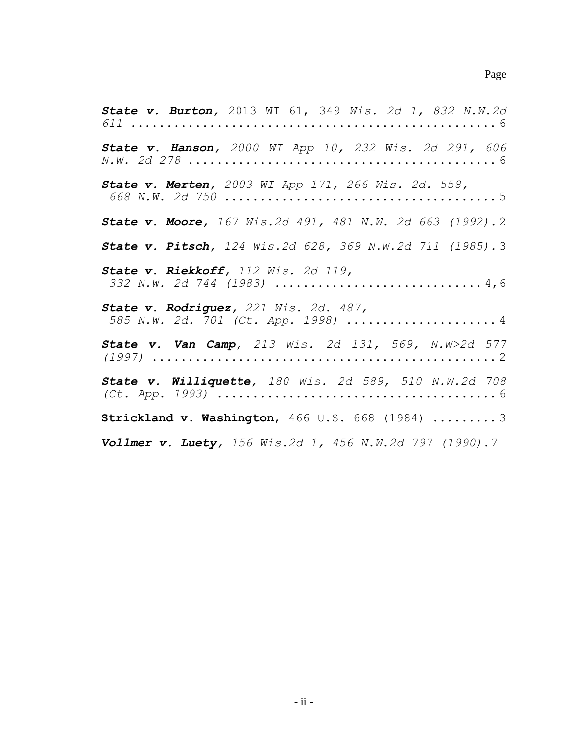Page

***State v. Burton***, 2013 WI 61, 349 *Wis. 2d 1, 832 N.W.2d 611* ................................................ 6

***State v. Hanson***, *2000 WI App 10, 232 Wis. 2d 291, 606 N.W. 2d 278* ........................................ 6

***State v. Merten***, *2003 WI App 171, 266 Wis. 2d. 558, 668 N.W. 2d 750* .................................. 5

***State v. Moore***, *167 Wis.2d 491, 481 N.W. 2d 663 (1992)*. 2

***State v. Pitsch***, *124 Wis.2d 628, 369 N.W.2d 711 (1985)*. 3

***State v. Riekkoff***, *112 Wis. 2d 119, 332 N.W. 2d 744 (1983)* ........................... 4,6

***State v. Rodriguez***, *221 Wis. 2d. 487, 585 N.W. 2d. 701 (Ct. App. 1998)* .................... 4

***State v. Van Camp***, *213 Wis. 2d 131, 569, N.W>2d 577 (1997)* .............................................. 2

***State v. Williquette***, *180 Wis. 2d 589, 510 N.W.2d 708 (Ct. App. 1993)* ..................................... 6

**Strickland v. Washington**, 466 U.S. 668 (1984) ......... 3

***Vollmer v. Luety***, *156 Wis.2d 1, 456 N.W.2d 797 (1990)*. 7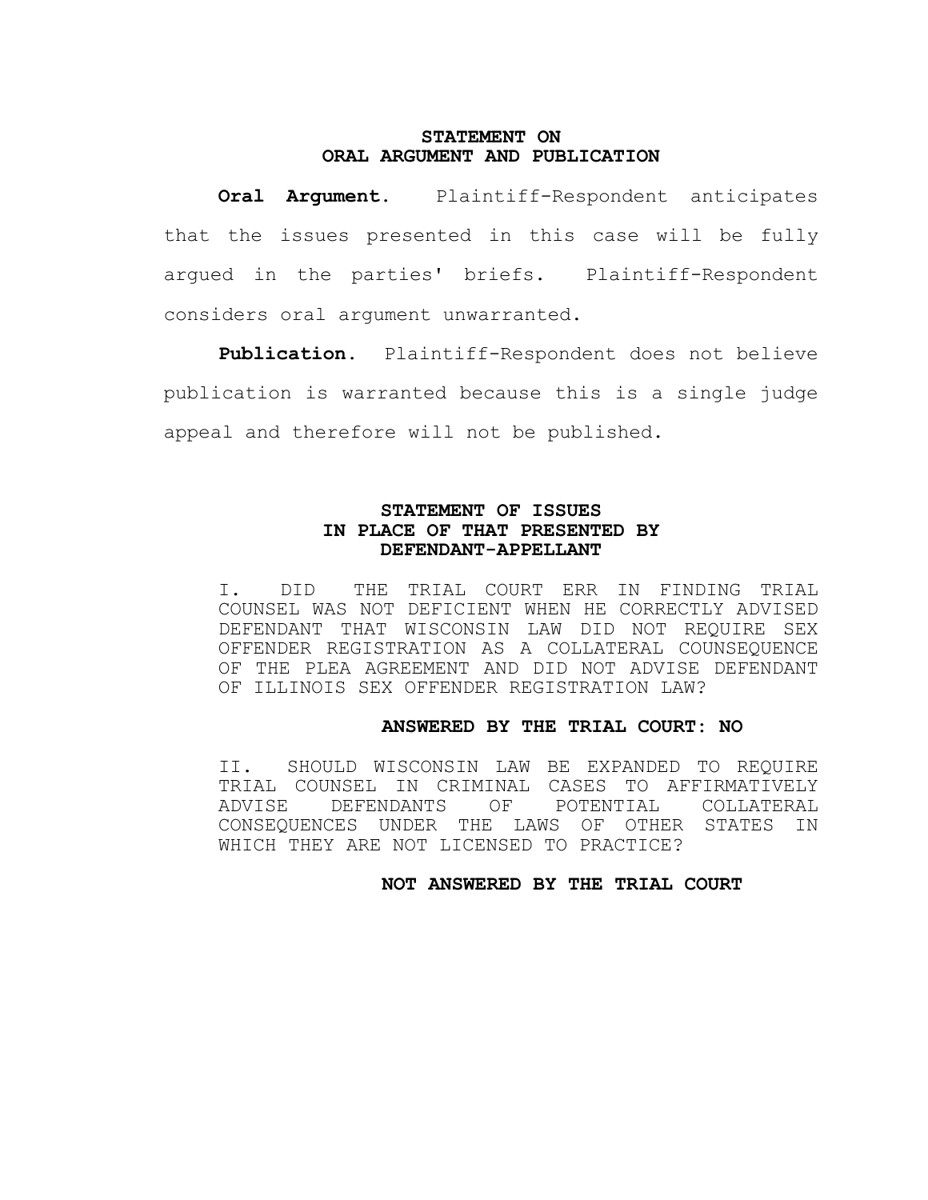## STATEMENT ON ORAL ARGUMENT AND PUBLICATION

**Oral Argument.** Plaintiff-Respondent anticipates that the issues presented in this case will be fully argued in the parties' briefs. Plaintiff-Respondent considers oral argument unwarranted.

**Publication.** Plaintiff-Respondent does not believe publication is warranted because this is a single judge appeal and therefore will not be published.

## STATEMENT OF ISSUES IN PLACE OF THAT PRESENTED BY DEFENDANT-APPELLANT

I. DID THE TRIAL COURT ERR IN FINDING TRIAL COUNSEL WAS NOT DEFICIENT WHEN HE CORRECTLY ADVISED DEFENDANT THAT WISCONSIN LAW DID NOT REQUIRE SEX OFFENDER REGISTRATION AS A COLLATERAL COUNSEQUENCE OF THE PLEA AGREEMENT AND DID NOT ADVISE DEFENDANT OF ILLINOIS SEX OFFENDER REGISTRATION LAW?

**ANSWERED BY THE TRIAL COURT: NO**

II. SHOULD WISCONSIN LAW BE EXPANDED TO REQUIRE TRIAL COUNSEL IN CRIMINAL CASES TO AFFIRMATIVELY ADVISE DEFENDANTS OF POTENTIAL COLLATERAL CONSEQUENCES UNDER THE LAWS OF OTHER STATES IN WHICH THEY ARE NOT LICENSED TO PRACTICE?

**NOT ANSWERED BY THE TRIAL COURT**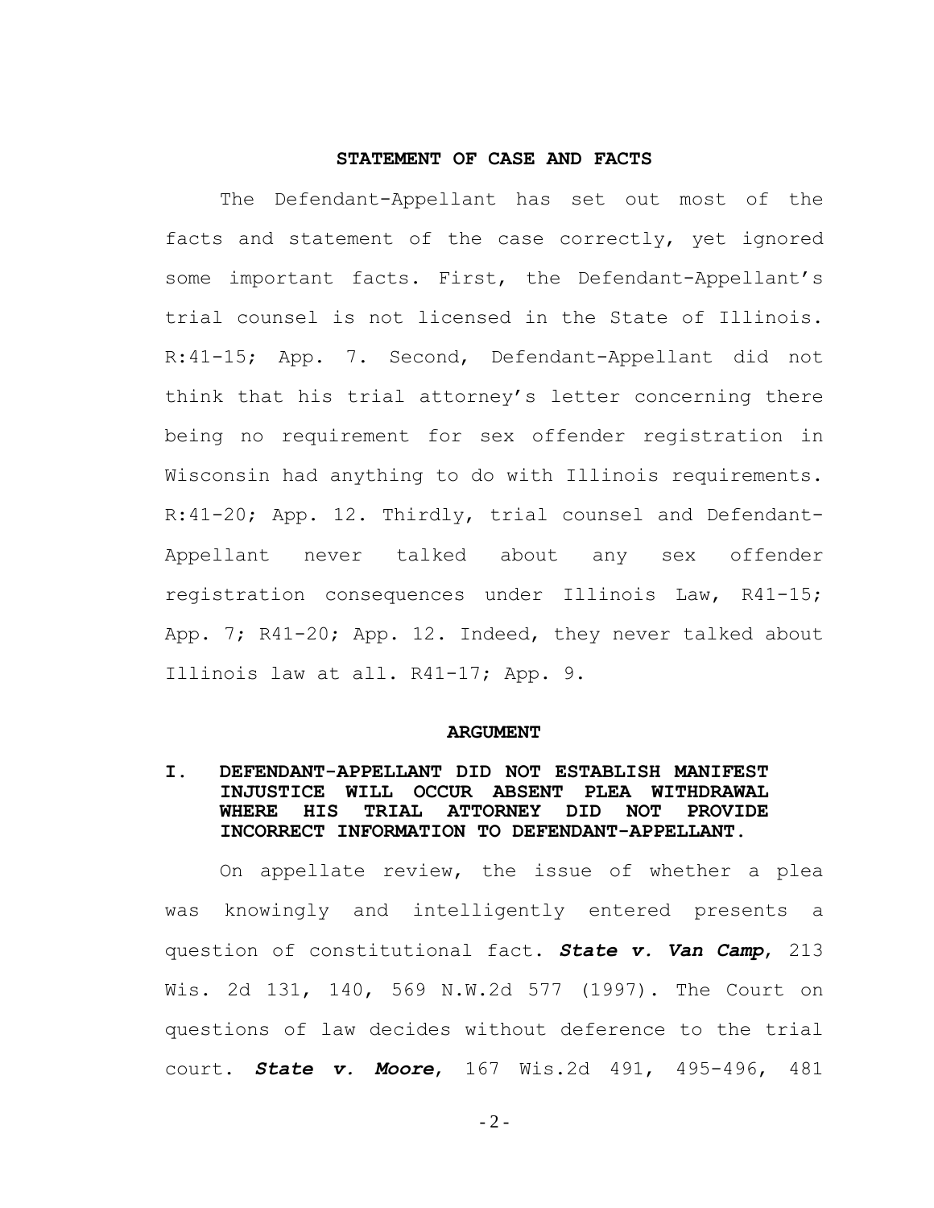## STATEMENT OF CASE AND FACTS

The Defendant-Appellant has set out most of the facts and statement of the case correctly, yet ignored some important facts. First, the Defendant-Appellant's trial counsel is not licensed in the State of Illinois. R:41-15; App. 7. Second, Defendant-Appellant did not think that his trial attorney's letter concerning there being no requirement for sex offender registration in Wisconsin had anything to do with Illinois requirements. R:41-20; App. 12. Thirdly, trial counsel and Defendant-Appellant never talked about any sex offender registration consequences under Illinois Law, R41-15; App. 7; R41-20; App. 12. Indeed, they never talked about Illinois law at all. R41-17; App. 9.

## ARGUMENT

### I. DEFENDANT-APPELLANT DID NOT ESTABLISH MANIFEST INJUSTICE WILL OCCUR ABSENT PLEA WITHDRAWAL WHERE HIS TRIAL ATTORNEY DID NOT PROVIDE INCORRECT INFORMATION TO DEFENDANT-APPELLANT.

On appellate review, the issue of whether a plea was knowingly and intelligently entered presents a question of constitutional fact. ***State v. Van Camp***, 213 Wis. 2d 131, 140, 569 N.W.2d 577 (1997). The Court on questions of law decides without deference to the trial court. ***State v. Moore***, 167 Wis.2d 491, 495-496, 481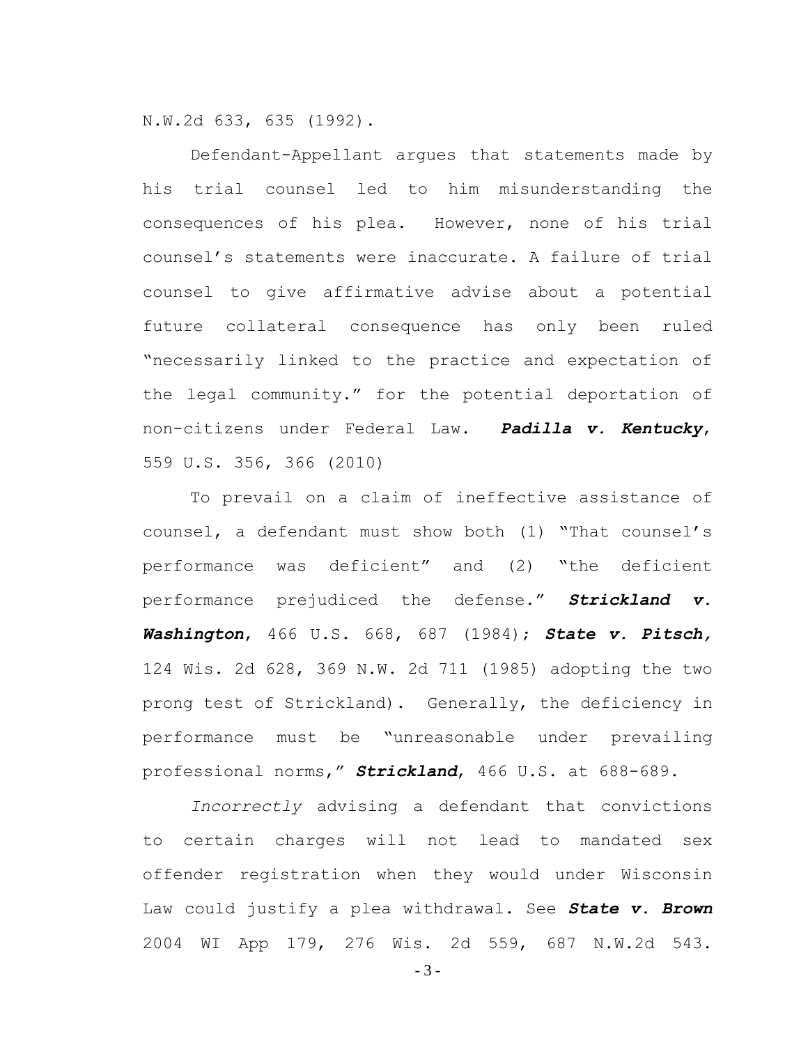N.W.2d 633, 635 (1992).

Defendant-Appellant argues that statements made by his trial counsel led to him misunderstanding the consequences of his plea. However, none of his trial counsel's statements were inaccurate. A failure of trial counsel to give affirmative advise about a potential future collateral consequence has only been ruled "necessarily linked to the practice and expectation of the legal community." for the potential deportation of non-citizens under Federal Law. ***Padilla v. Kentucky***, 559 U.S. 356, 366 (2010)

To prevail on a claim of ineffective assistance of counsel, a defendant must show both (1) "That counsel's performance was deficient" and (2) "the deficient performance prejudiced the defense." ***Strickland v. Washington***, 466 U.S. 668, 687 (1984); ***State v. Pitsch,*** 124 Wis. 2d 628, 369 N.W. 2d 711 (1985) adopting the two prong test of Strickland). Generally, the deficiency in performance must be "unreasonable under prevailing professional norms," ***Strickland***, 466 U.S. at 688-689.

*Incorrectly* advising a defendant that convictions to certain charges will not lead to mandated sex offender registration when they would under Wisconsin Law could justify a plea withdrawal. See ***State v. Brown*** 2004 WI App 179, 276 Wis. 2d 559, 687 N.W.2d 543.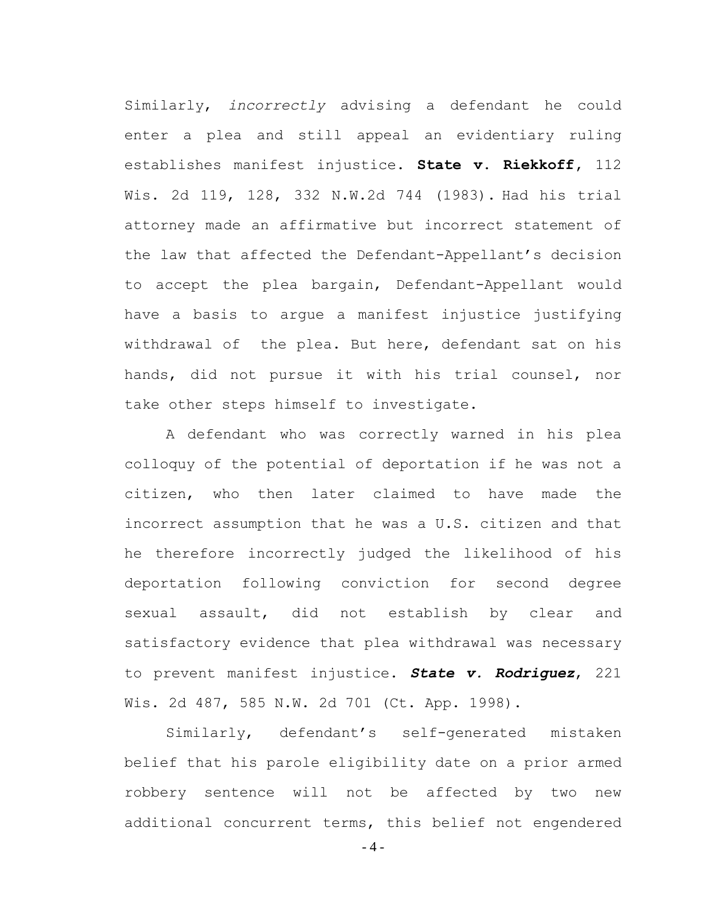Similarly, *incorrectly* advising a defendant he could enter a plea and still appeal an evidentiary ruling establishes manifest injustice. **State v. Riekkoff**, 112 Wis. 2d 119, 128, 332 N.W.2d 744 (1983). Had his trial attorney made an affirmative but incorrect statement of the law that affected the Defendant-Appellant's decision to accept the plea bargain, Defendant-Appellant would have a basis to argue a manifest injustice justifying withdrawal of the plea. But here, defendant sat on his hands, did not pursue it with his trial counsel, nor take other steps himself to investigate.

A defendant who was correctly warned in his plea colloquy of the potential of deportation if he was not a citizen, who then later claimed to have made the incorrect assumption that he was a U.S. citizen and that he therefore incorrectly judged the likelihood of his deportation following conviction for second degree sexual assault, did not establish by clear and satisfactory evidence that plea withdrawal was necessary to prevent manifest injustice. ***State v. Rodriguez***, 221 Wis. 2d 487, 585 N.W. 2d 701 (Ct. App. 1998).

Similarly, defendant's self-generated mistaken belief that his parole eligibility date on a prior armed robbery sentence will not be affected by two new additional concurrent terms, this belief not engendered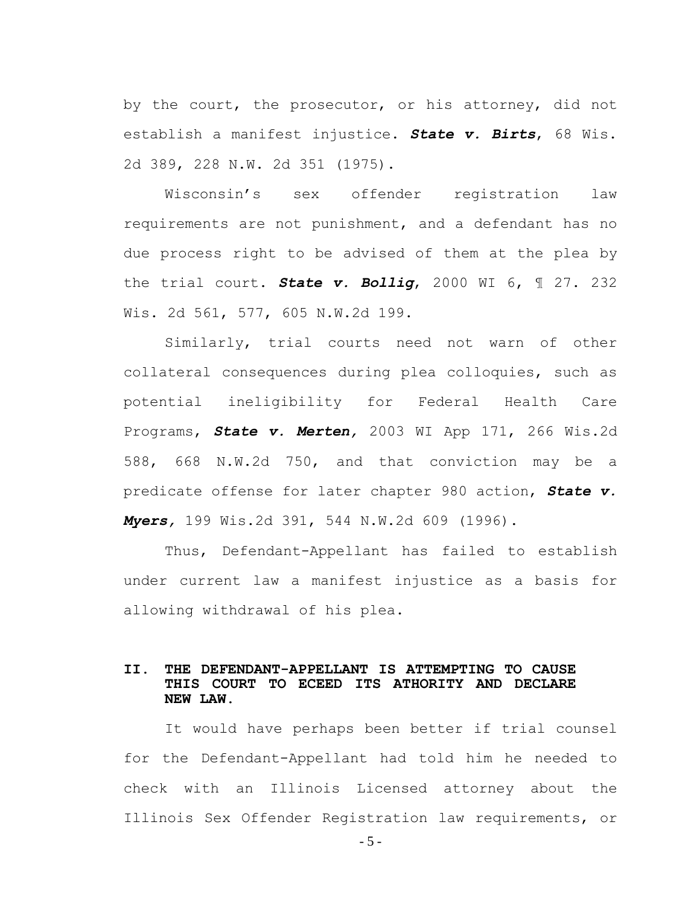by the court, the prosecutor, or his attorney, did not establish a manifest injustice. ***State v. Birts***, 68 Wis. 2d 389, 228 N.W. 2d 351 (1975).

Wisconsin's sex offender registration law requirements are not punishment, and a defendant has no due process right to be advised of them at the plea by the trial court. ***State v. Bollig***, 2000 WI 6, ¶ 27. 232 Wis. 2d 561, 577, 605 N.W.2d 199.

Similarly, trial courts need not warn of other collateral consequences during plea colloquies, such as potential ineligibility for Federal Health Care Programs, ***State v. Merten,*** 2003 WI App 171, 266 Wis.2d 588, 668 N.W.2d 750, and that conviction may be a predicate offense for later chapter 980 action, ***State v. Myers,*** 199 Wis.2d 391, 544 N.W.2d 609 (1996).

Thus, Defendant-Appellant has failed to establish under current law a manifest injustice as a basis for allowing withdrawal of his plea.

## II. THE DEFENDANT-APPELLANT IS ATTEMPTING TO CAUSE THIS COURT TO ECEED ITS ATHORITY AND DECLARE NEW LAW.

It would have perhaps been better if trial counsel for the Defendant-Appellant had told him he needed to check with an Illinois Licensed attorney about the Illinois Sex Offender Registration law requirements, or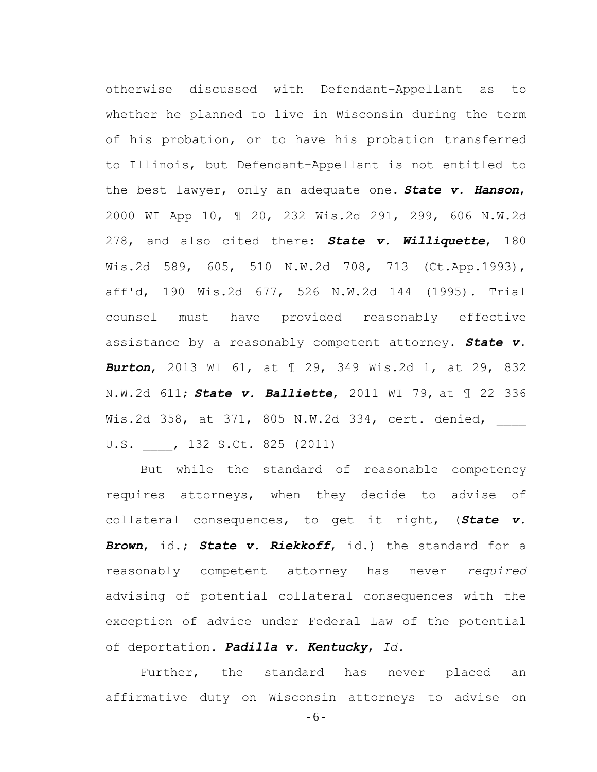otherwise discussed with Defendant-Appellant as to whether he planned to live in Wisconsin during the term of his probation, or to have his probation transferred to Illinois, but Defendant-Appellant is not entitled to the best lawyer, only an adequate one. ***State v. Hanson***, 2000 WI App 10, ¶ 20, 232 Wis.2d 291, 299, 606 N.W.2d 278, and also cited there: ***State v. Williquette***, 180 Wis.2d 589, 605, 510 N.W.2d 708, 713 (Ct.App.1993), aff'd, 190 Wis.2d 677, 526 N.W.2d 144 (1995). Trial counsel must have provided reasonably effective assistance by a reasonably competent attorney. ***State v. Burton***, 2013 WI 61, at ¶ 29, 349 Wis.2d 1, at 29, 832 N.W.2d 611; ***State v. Balliette***, 2011 WI 79, at ¶ 22 336 Wis.2d 358, at 371, 805 N.W.2d 334, cert. denied, ____ U.S. ____, 132 S.Ct. 825 (2011)

But while the standard of reasonable competency requires attorneys, when they decide to advise of collateral consequences, to get it right, (***State v. Brown***, id.; ***State v. Riekkoff***, id.) the standard for a reasonably competent attorney has never *required* advising of potential collateral consequences with the exception of advice under Federal Law of the potential of deportation. ***Padilla v. Kentucky***, *Id.*

Further, the standard has never placed an affirmative duty on Wisconsin attorneys to advise on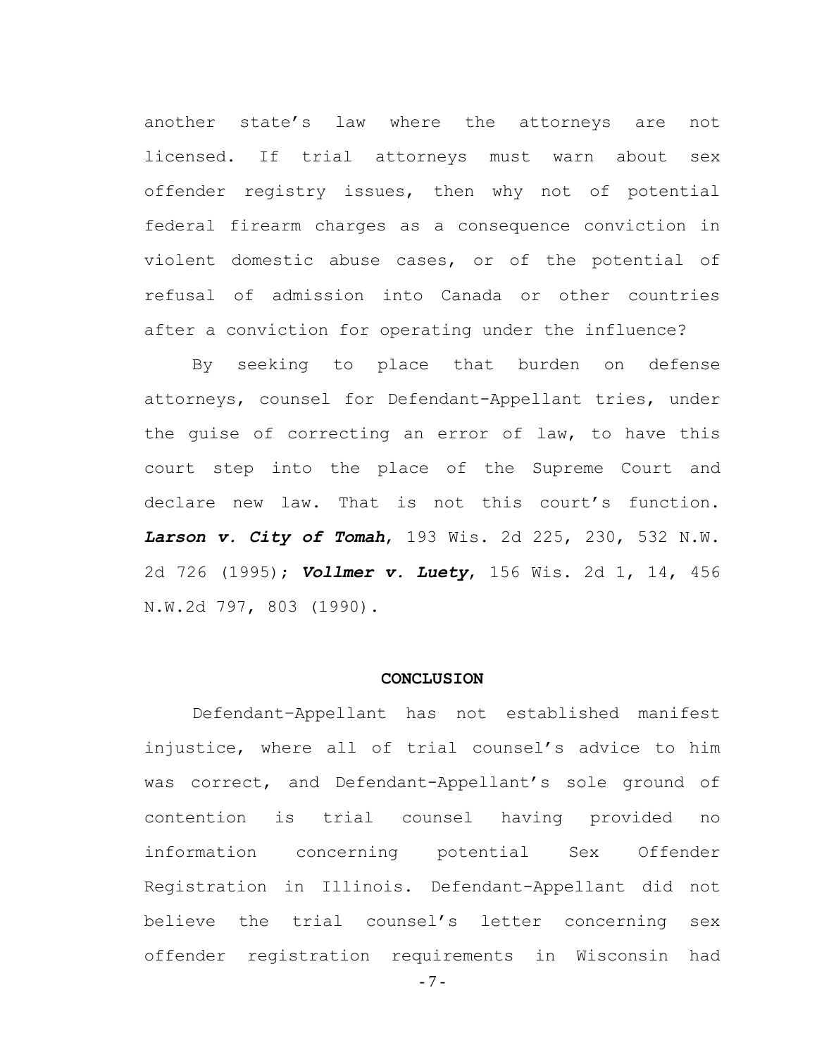another state's law where the attorneys are not licensed. If trial attorneys must warn about sex offender registry issues, then why not of potential federal firearm charges as a consequence conviction in violent domestic abuse cases, or of the potential of refusal of admission into Canada or other countries after a conviction for operating under the influence?

By seeking to place that burden on defense attorneys, counsel for Defendant-Appellant tries, under the guise of correcting an error of law, to have this court step into the place of the Supreme Court and declare new law. That is not this court's function. ***Larson v. City of Tomah***, 193 Wis. 2d 225, 230, 532 N.W. 2d 726 (1995); ***Vollmer v. Luety***, 156 Wis. 2d 1, 14, 456 N.W.2d 797, 803 (1990).

**CONCLUSION**

Defendant–Appellant has not established manifest injustice, where all of trial counsel's advice to him was correct, and Defendant-Appellant's sole ground of contention is trial counsel having provided no information concerning potential Sex Offender Registration in Illinois. Defendant-Appellant did not believe the trial counsel's letter concerning sex offender registration requirements in Wisconsin had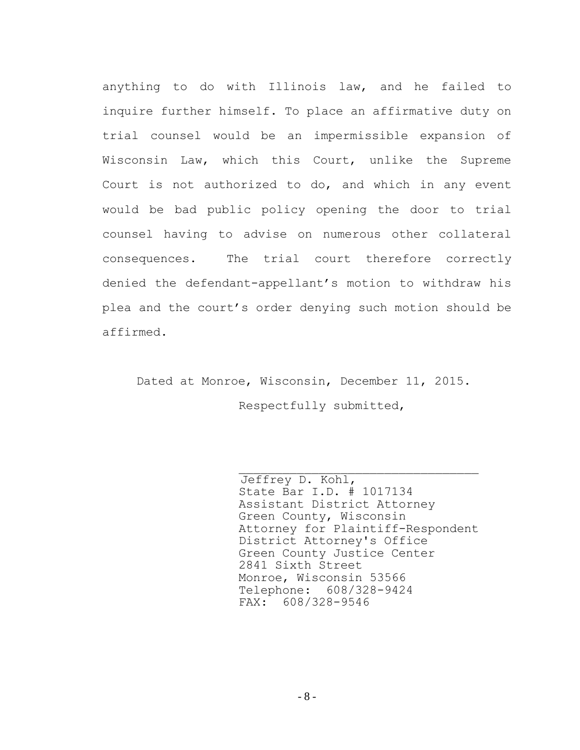anything to do with Illinois law, and he failed to inquire further himself. To place an affirmative duty on trial counsel would be an impermissible expansion of Wisconsin Law, which this Court, unlike the Supreme Court is not authorized to do, and which in any event would be bad public policy opening the door to trial counsel having to advise on numerous other collateral consequences. The trial court therefore correctly denied the defendant-appellant's motion to withdraw his plea and the court's order denying such motion should be affirmed.

Dated at Monroe, Wisconsin, December 11, 2015.

Respectfully submitted,

\_\_\_\_\_\_\_\_\_\_\_\_\_\_\_\_\_\_\_\_\_\_\_\_\_\_\_\_\_\_\_\_\_\_

Jeffrey D. Kohl,  
State Bar I.D. # 1017134  
Assistant District Attorney  
Green County, Wisconsin  
Attorney for Plaintiff-Respondent  
District Attorney's Office  
Green County Justice Center  
2841 Sixth Street  
Monroe, Wisconsin 53566  
Telephone: 608/328-9424  
FAX: 608/328-9546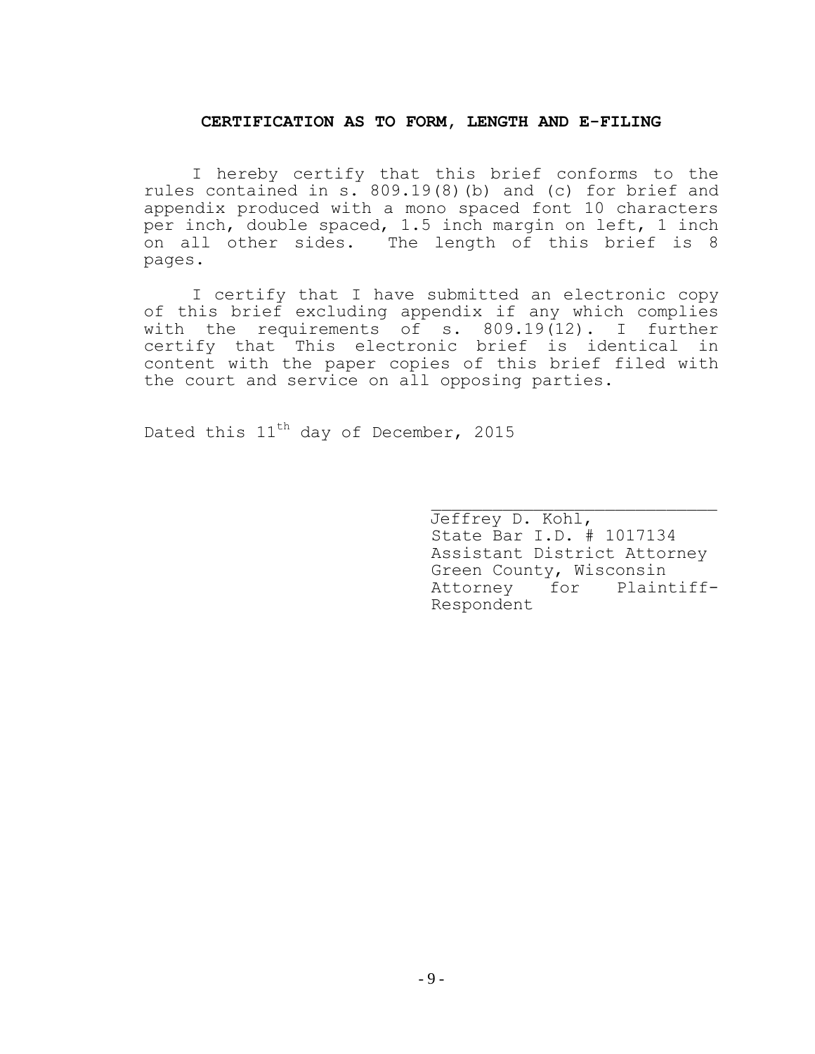**CERTIFICATION AS TO FORM, LENGTH AND E-FILING**

I hereby certify that this brief conforms to the rules contained in s. 809.19(8)(b) and (c) for brief and appendix produced with a mono spaced font 10 characters per inch, double spaced, 1.5 inch margin on left, 1 inch on all other sides. The length of this brief is 8 pages.

I certify that I have submitted an electronic copy of this brief excluding appendix if any which complies with the requirements of s. 809.19(12). I further certify that This electronic brief is identical in content with the paper copies of this brief filed with the court and service on all opposing parties.

Dated this 11th day of December, 2015

\_\_\_\_\_\_\_\_\_\_\_\_\_\_\_\_\_\_\_\_\_\_\_\_\_\_\_\_\_\_
Jeffrey D. Kohl,
State Bar I.D. # 1017134
Assistant District Attorney
Green County, Wisconsin
Attorney for Plaintiff-Respondent